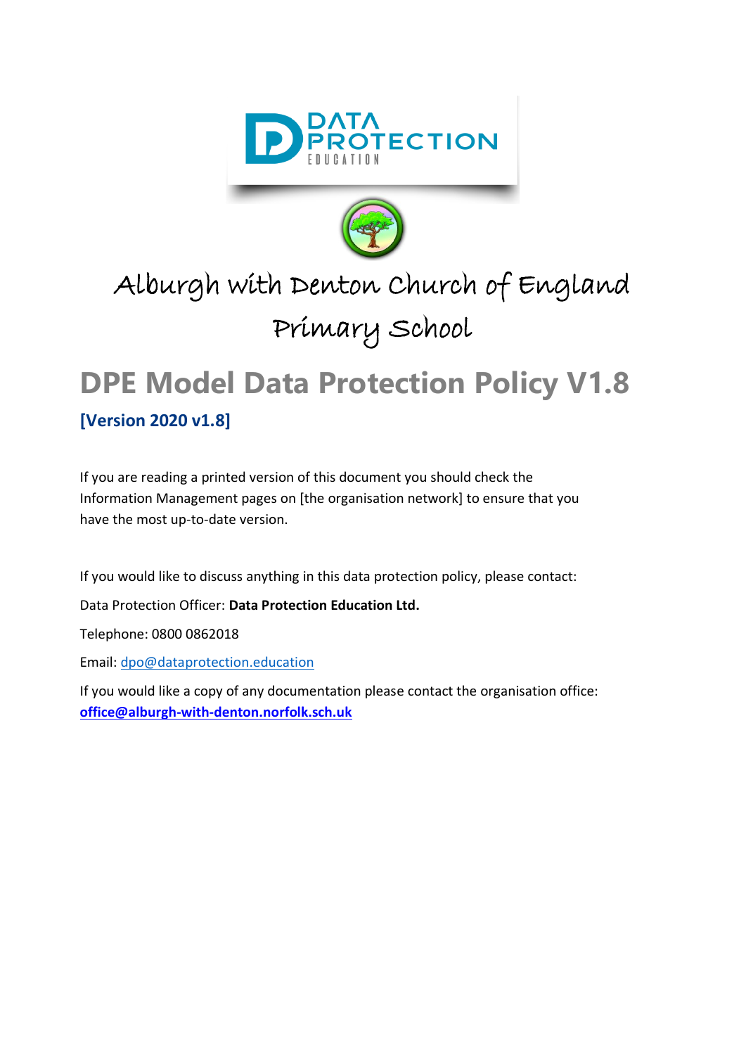# Alburgh with Denton Church of England Primary School

# DPE Model Data Protection Policy V1.8

## [Version 2020 v1.8]

If you are reading a printed version of this document you should check the Information Management pages on [the organisation network] to ensure that you have the most up-to-date version.

If you would like to discuss anything in this data protection policy, please contact:

Data Protection Officer: **Data Protection Education Ltd.**

Telephone: 0800 0862018

Email: dpo@dataprotection.education

If you would like a copy of any documentation please contact the organisation office: **office@alburgh-with-denton.norfolk.sch.uk**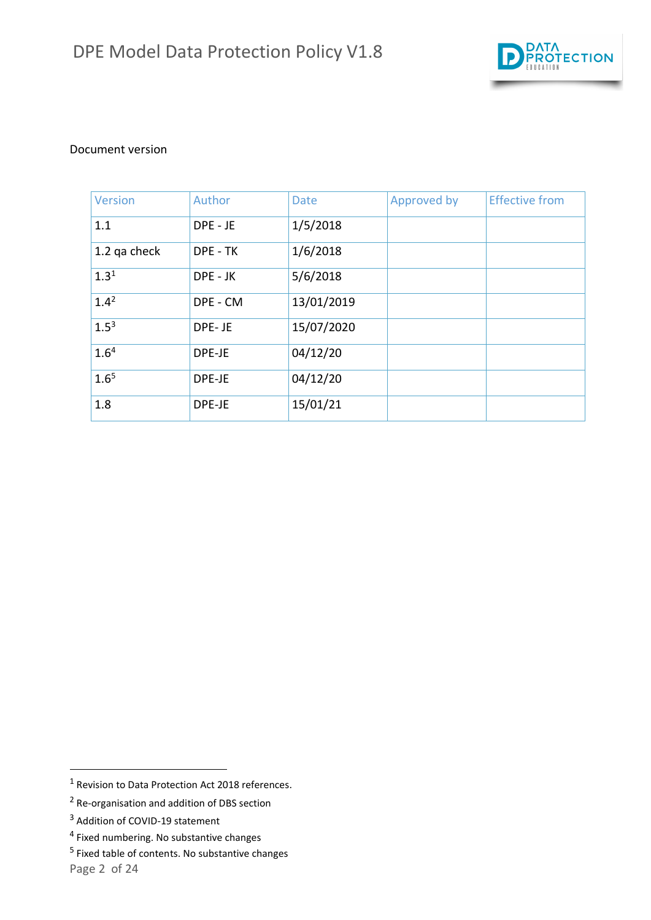Document version

| Version | Author | Date | Approved by | Effective from |
| --- | --- | --- | --- | --- |
| 1.1 | DPE - JE | 1/5/2018 | | |
| 1.2 qa check | DPE - TK | 1/6/2018 | | |
| 1.3[1] | DPE - JK | 5/6/2018 | | |
| 1.4[2] | DPE - CM | 13/01/2019 | | |
| 1.5[3] | DPE- JE | 15/07/2020 | | |
| 1.6[4] | DPE-JE | 04/12/20 | | |
| 1.6[5] | DPE-JE | 04/12/20 | | |
| 1.8 | DPE-JE | 15/01/21 | | |

[1] Revision to Data Protection Act 2018 references.

[2] Re-organisation and addition of DBS section

[3] Addition of COVID-19 statement

[4] Fixed numbering. No substantive changes

[5] Fixed table of contents. No substantive changes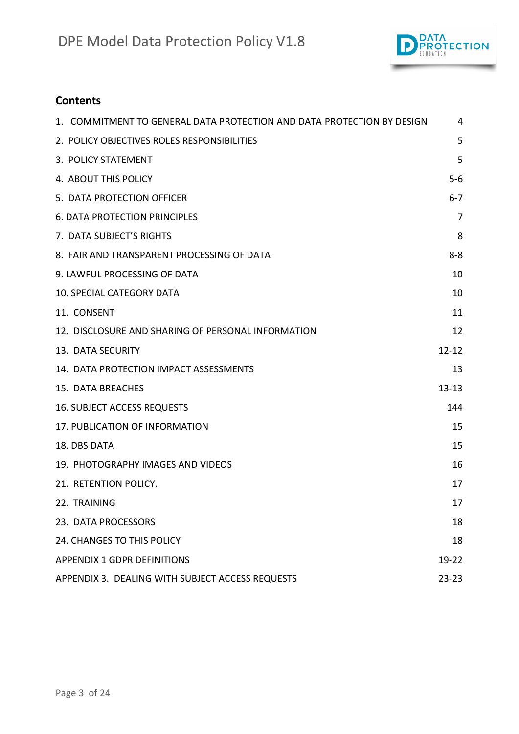## Contents

| | |
|---|---|
| 1. COMMITMENT TO GENERAL DATA PROTECTION AND DATA PROTECTION BY DESIGN | 4 |
| 2. POLICY OBJECTIVES ROLES RESPONSIBILITIES | 5 |
| 3. POLICY STATEMENT | 5 |
| 4. ABOUT THIS POLICY | 5-6 |
| 5. DATA PROTECTION OFFICER | 6-7 |
| 6. DATA PROTECTION PRINCIPLES | 7 |
| 7. DATA SUBJECT'S RIGHTS | 8 |
| 8. FAIR AND TRANSPARENT PROCESSING OF DATA | 8-8 |
| 9. LAWFUL PROCESSING OF DATA | 10 |
| 10. SPECIAL CATEGORY DATA | 10 |
| 11. CONSENT | 11 |
| 12. DISCLOSURE AND SHARING OF PERSONAL INFORMATION | 12 |
| 13. DATA SECURITY | 12-12 |
| 14. DATA PROTECTION IMPACT ASSESSMENTS | 13 |
| 15. DATA BREACHES | 13-13 |
| 16. SUBJECT ACCESS REQUESTS | 144 |
| 17. PUBLICATION OF INFORMATION | 15 |
| 18. DBS DATA | 15 |
| 19. PHOTOGRAPHY IMAGES AND VIDEOS | 16 |
| 21. RETENTION POLICY. | 17 |
| 22. TRAINING | 17 |
| 23. DATA PROCESSORS | 18 |
| 24. CHANGES TO THIS POLICY | 18 |
| APPENDIX 1 GDPR DEFINITIONS | 19-22 |
| APPENDIX 3. DEALING WITH SUBJECT ACCESS REQUESTS | 23-23 |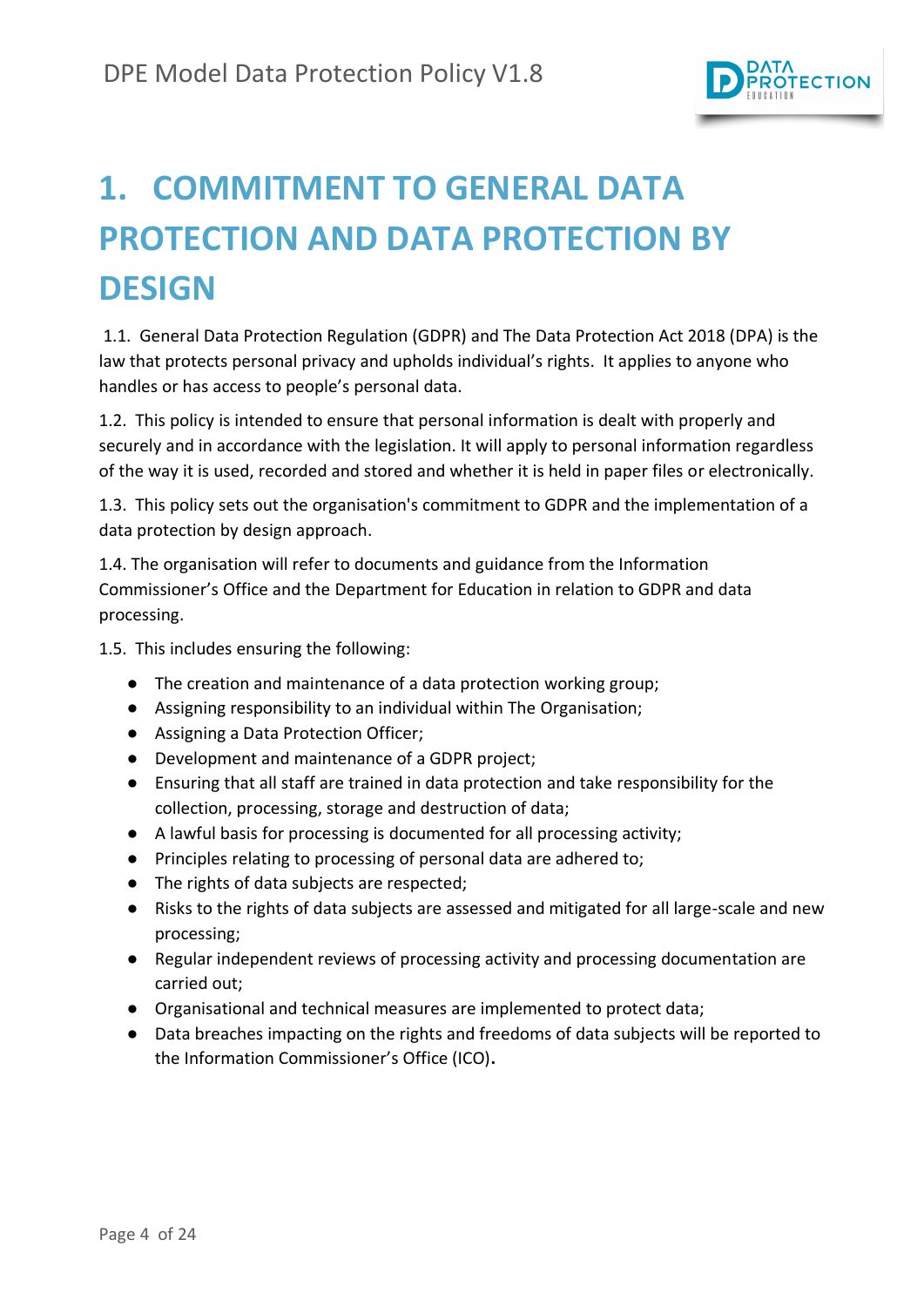# 1. COMMITMENT TO GENERAL DATA PROTECTION AND DATA PROTECTION BY DESIGN

1.1. General Data Protection Regulation (GDPR) and The Data Protection Act 2018 (DPA) is the law that protects personal privacy and upholds individual's rights. It applies to anyone who handles or has access to people's personal data.

1.2. This policy is intended to ensure that personal information is dealt with properly and securely and in accordance with the legislation. It will apply to personal information regardless of the way it is used, recorded and stored and whether it is held in paper files or electronically.

1.3. This policy sets out the organisation's commitment to GDPR and the implementation of a data protection by design approach.

1.4. The organisation will refer to documents and guidance from the Information Commissioner's Office and the Department for Education in relation to GDPR and data processing.

1.5. This includes ensuring the following:

- The creation and maintenance of a data protection working group;
- Assigning responsibility to an individual within The Organisation;
- Assigning a Data Protection Officer;
- Development and maintenance of a GDPR project;
- Ensuring that all staff are trained in data protection and take responsibility for the collection, processing, storage and destruction of data;
- A lawful basis for processing is documented for all processing activity;
- Principles relating to processing of personal data are adhered to;
- The rights of data subjects are respected;
- Risks to the rights of data subjects are assessed and mitigated for all large-scale and new processing;
- Regular independent reviews of processing activity and processing documentation are carried out;
- Organisational and technical measures are implemented to protect data;
- Data breaches impacting on the rights and freedoms of data subjects will be reported to the Information Commissioner's Office (ICO).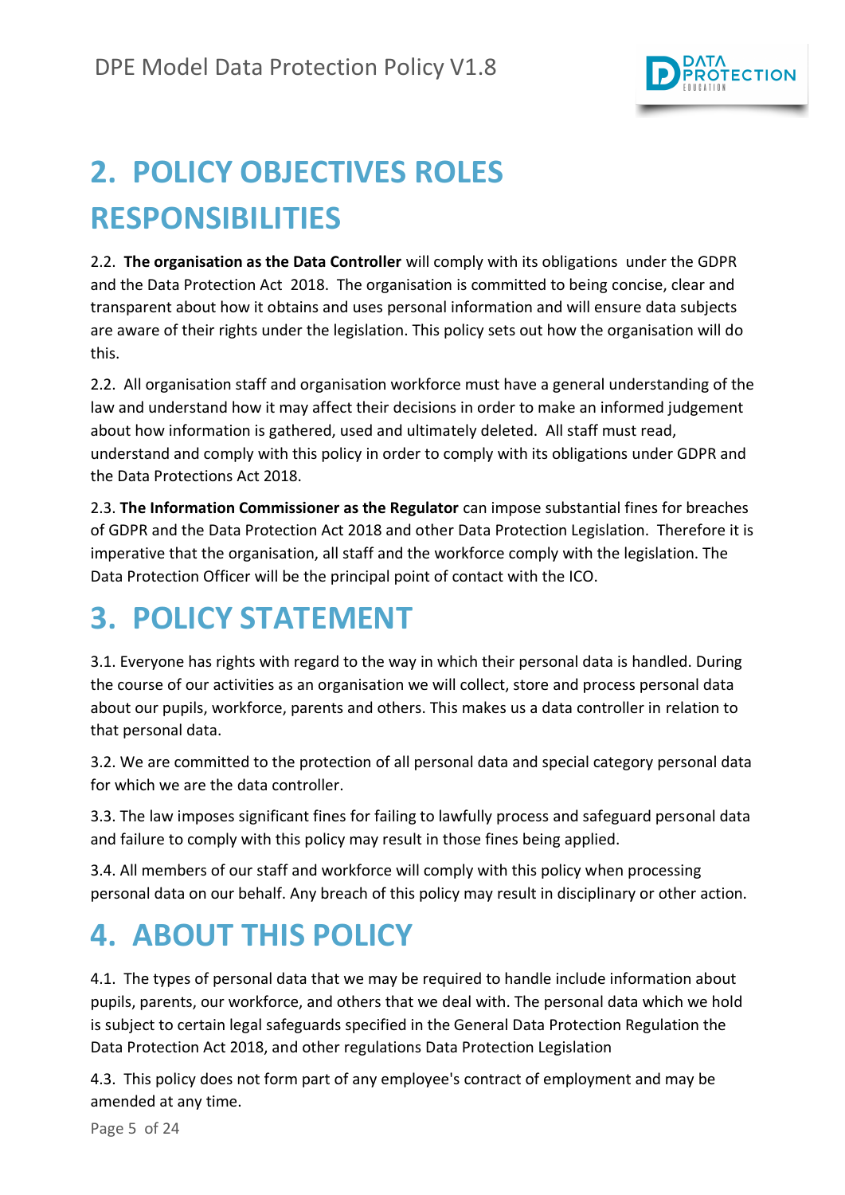# 2. POLICY OBJECTIVES ROLES RESPONSIBILITIES

2.2. **The organisation as the Data Controller** will comply with its obligations under the GDPR and the Data Protection Act 2018. The organisation is committed to being concise, clear and transparent about how it obtains and uses personal information and will ensure data subjects are aware of their rights under the legislation. This policy sets out how the organisation will do this.

2.2. All organisation staff and organisation workforce must have a general understanding of the law and understand how it may affect their decisions in order to make an informed judgement about how information is gathered, used and ultimately deleted. All staff must read, understand and comply with this policy in order to comply with its obligations under GDPR and the Data Protections Act 2018.

2.3. **The Information Commissioner as the Regulator** can impose substantial fines for breaches of GDPR and the Data Protection Act 2018 and other Data Protection Legislation. Therefore it is imperative that the organisation, all staff and the workforce comply with the legislation. The Data Protection Officer will be the principal point of contact with the ICO.

# 3. POLICY STATEMENT

3.1. Everyone has rights with regard to the way in which their personal data is handled. During the course of our activities as an organisation we will collect, store and process personal data about our pupils, workforce, parents and others. This makes us a data controller in relation to that personal data.

3.2. We are committed to the protection of all personal data and special category personal data for which we are the data controller.

3.3. The law imposes significant fines for failing to lawfully process and safeguard personal data and failure to comply with this policy may result in those fines being applied.

3.4. All members of our staff and workforce will comply with this policy when processing personal data on our behalf. Any breach of this policy may result in disciplinary or other action.

# 4. ABOUT THIS POLICY

4.1. The types of personal data that we may be required to handle include information about pupils, parents, our workforce, and others that we deal with. The personal data which we hold is subject to certain legal safeguards specified in the General Data Protection Regulation the Data Protection Act 2018, and other regulations Data Protection Legislation

4.3. This policy does not form part of any employee's contract of employment and may be amended at any time.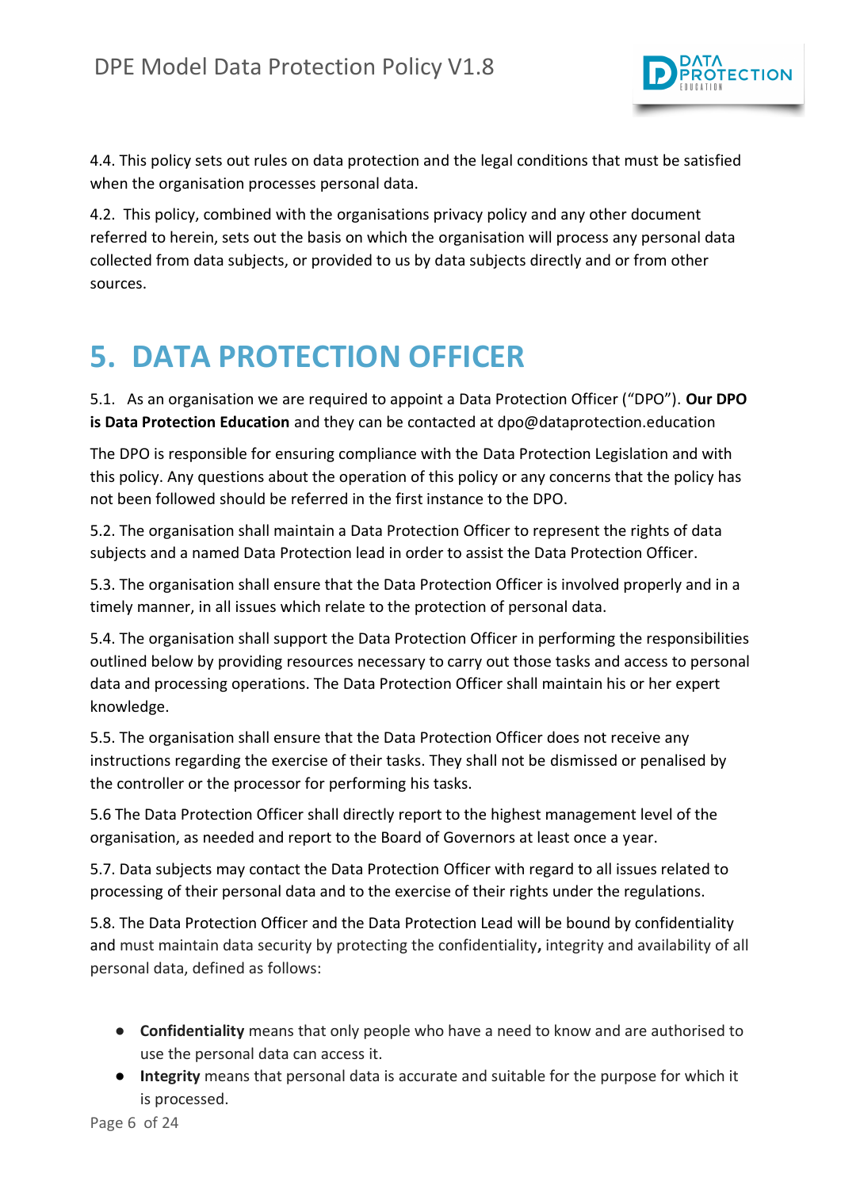4.4. This policy sets out rules on data protection and the legal conditions that must be satisfied when the organisation processes personal data.

4.2. This policy, combined with the organisations privacy policy and any other document referred to herein, sets out the basis on which the organisation will process any personal data collected from data subjects, or provided to us by data subjects directly and or from other sources.

# 5. DATA PROTECTION OFFICER

5.1. As an organisation we are required to appoint a Data Protection Officer ("DPO"). **Our DPO is Data Protection Education** and they can be contacted at dpo@dataprotection.education

The DPO is responsible for ensuring compliance with the Data Protection Legislation and with this policy. Any questions about the operation of this policy or any concerns that the policy has not been followed should be referred in the first instance to the DPO.

5.2. The organisation shall maintain a Data Protection Officer to represent the rights of data subjects and a named Data Protection lead in order to assist the Data Protection Officer.

5.3. The organisation shall ensure that the Data Protection Officer is involved properly and in a timely manner, in all issues which relate to the protection of personal data.

5.4. The organisation shall support the Data Protection Officer in performing the responsibilities outlined below by providing resources necessary to carry out those tasks and access to personal data and processing operations. The Data Protection Officer shall maintain his or her expert knowledge.

5.5. The organisation shall ensure that the Data Protection Officer does not receive any instructions regarding the exercise of their tasks. They shall not be dismissed or penalised by the controller or the processor for performing his tasks.

5.6 The Data Protection Officer shall directly report to the highest management level of the organisation, as needed and report to the Board of Governors at least once a year.

5.7. Data subjects may contact the Data Protection Officer with regard to all issues related to processing of their personal data and to the exercise of their rights under the regulations.

5.8. The Data Protection Officer and the Data Protection Lead will be bound by confidentiality and must maintain data security by protecting the confidentiality**,** integrity and availability of all personal data, defined as follows:

- **Confidentiality** means that only people who have a need to know and are authorised to use the personal data can access it.
- **Integrity** means that personal data is accurate and suitable for the purpose for which it is processed.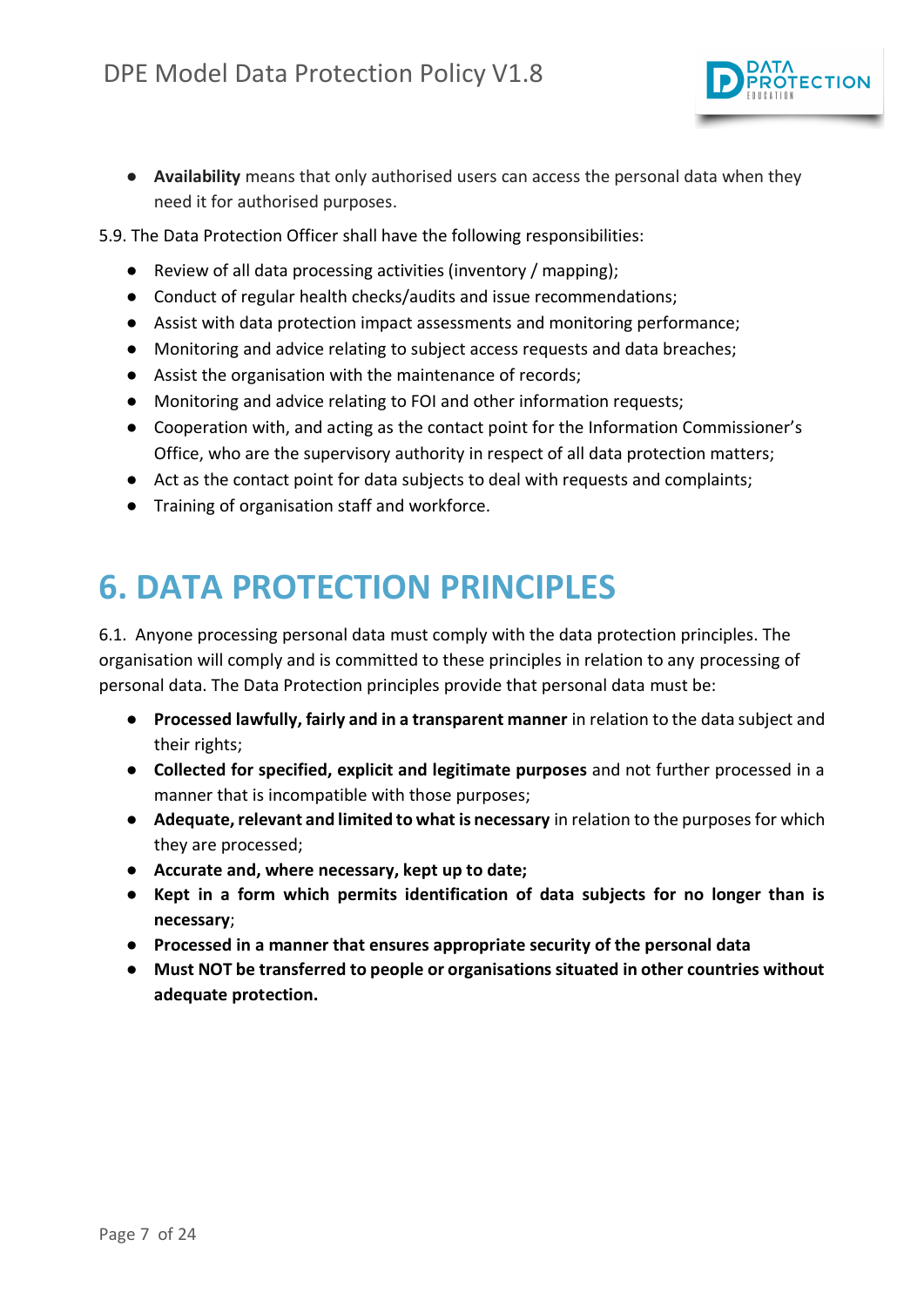- **Availability** means that only authorised users can access the personal data when they need it for authorised purposes.

5.9. The Data Protection Officer shall have the following responsibilities:

- Review of all data processing activities (inventory / mapping);
- Conduct of regular health checks/audits and issue recommendations;
- Assist with data protection impact assessments and monitoring performance;
- Monitoring and advice relating to subject access requests and data breaches;
- Assist the organisation with the maintenance of records;
- Monitoring and advice relating to FOI and other information requests;
- Cooperation with, and acting as the contact point for the Information Commissioner's Office, who are the supervisory authority in respect of all data protection matters;
- Act as the contact point for data subjects to deal with requests and complaints;
- Training of organisation staff and workforce.

# 6. DATA PROTECTION PRINCIPLES

6.1. Anyone processing personal data must comply with the data protection principles. The organisation will comply and is committed to these principles in relation to any processing of personal data. The Data Protection principles provide that personal data must be:

- **Processed lawfully, fairly and in a transparent manner** in relation to the data subject and their rights;
- **Collected for specified, explicit and legitimate purposes** and not further processed in a manner that is incompatible with those purposes;
- **Adequate, relevant and limited to what is necessary** in relation to the purposes for which they are processed;
- **Accurate and, where necessary, kept up to date;**
- **Kept in a form which permits identification of data subjects for no longer than is necessary**;
- **Processed in a manner that ensures appropriate security of the personal data**
- **Must NOT be transferred to people or organisations situated in other countries without adequate protection.**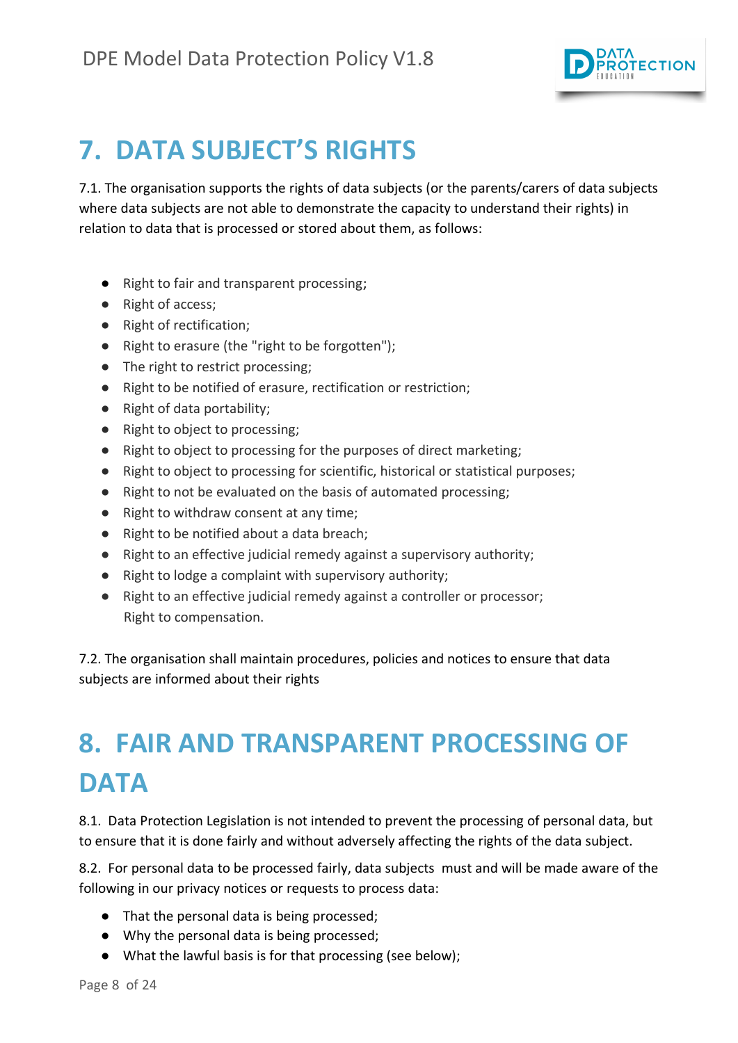# 7. DATA SUBJECT'S RIGHTS

7.1. The organisation supports the rights of data subjects (or the parents/carers of data subjects where data subjects are not able to demonstrate the capacity to understand their rights) in relation to data that is processed or stored about them, as follows:

- Right to fair and transparent processing;
- Right of access;
- Right of rectification;
- Right to erasure (the "right to be forgotten");
- The right to restrict processing;
- Right to be notified of erasure, rectification or restriction;
- Right of data portability;
- Right to object to processing;
- Right to object to processing for the purposes of direct marketing;
- Right to object to processing for scientific, historical or statistical purposes;
- Right to not be evaluated on the basis of automated processing;
- Right to withdraw consent at any time;
- Right to be notified about a data breach;
- Right to an effective judicial remedy against a supervisory authority;
- Right to lodge a complaint with supervisory authority;
- Right to an effective judicial remedy against a controller or processor;
  Right to compensation.

7.2. The organisation shall maintain procedures, policies and notices to ensure that data subjects are informed about their rights

# 8. FAIR AND TRANSPARENT PROCESSING OF DATA

8.1. Data Protection Legislation is not intended to prevent the processing of personal data, but to ensure that it is done fairly and without adversely affecting the rights of the data subject.

8.2. For personal data to be processed fairly, data subjects must and will be made aware of the following in our privacy notices or requests to process data:

- That the personal data is being processed;
- Why the personal data is being processed;
- What the lawful basis is for that processing (see below);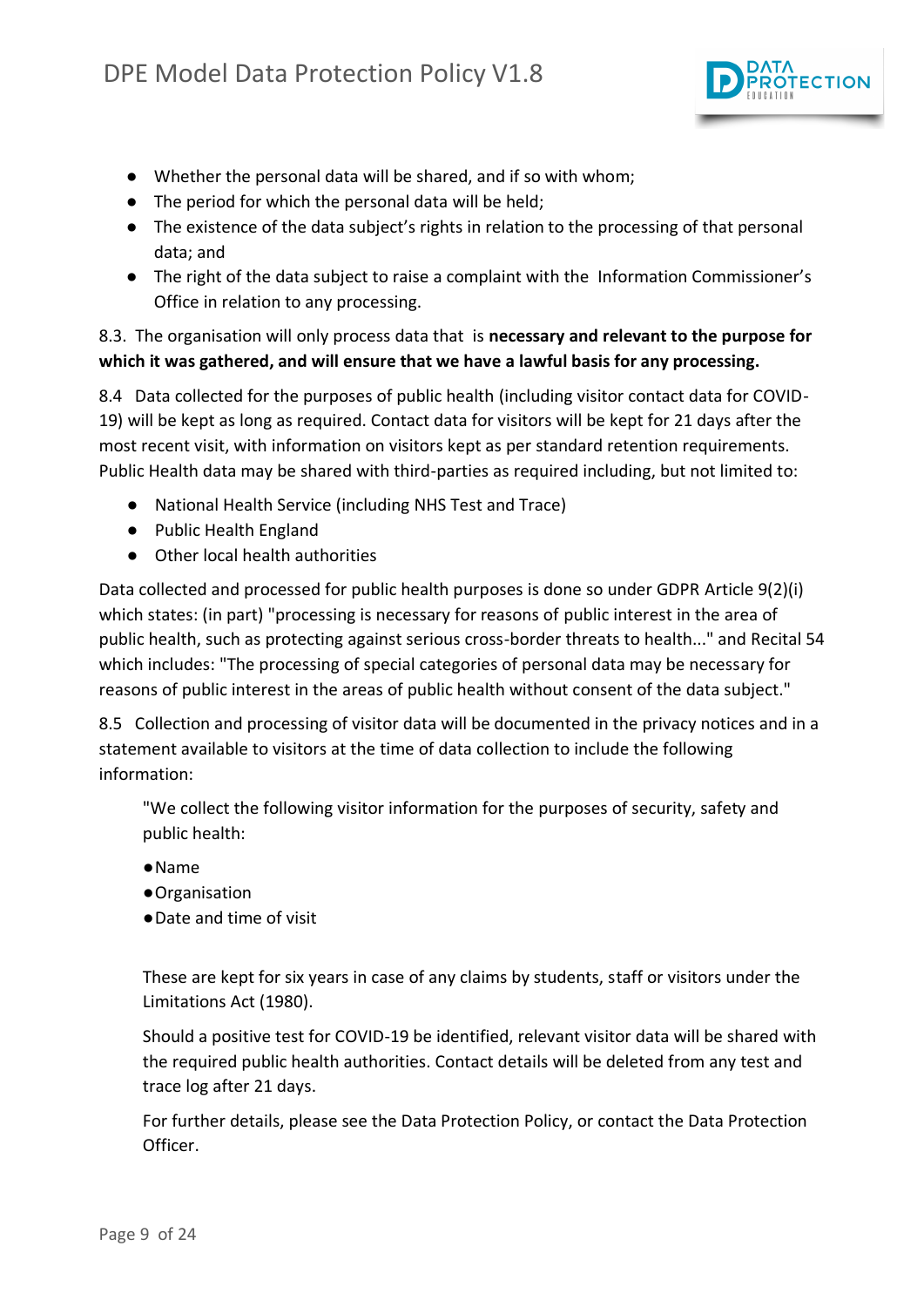- Whether the personal data will be shared, and if so with whom;
- The period for which the personal data will be held;
- The existence of the data subject's rights in relation to the processing of that personal data; and
- The right of the data subject to raise a complaint with the Information Commissioner's Office in relation to any processing.

8.3. The organisation will only process data that is **necessary and relevant to the purpose for which it was gathered, and will ensure that we have a lawful basis for any processing.**

8.4 Data collected for the purposes of public health (including visitor contact data for COVID-19) will be kept as long as required. Contact data for visitors will be kept for 21 days after the most recent visit, with information on visitors kept as per standard retention requirements. Public Health data may be shared with third-parties as required including, but not limited to:

- National Health Service (including NHS Test and Trace)
- Public Health England
- Other local health authorities

Data collected and processed for public health purposes is done so under GDPR Article 9(2)(i) which states: (in part) "processing is necessary for reasons of public interest in the area of public health, such as protecting against serious cross-border threats to health..." and Recital 54 which includes: "The processing of special categories of personal data may be necessary for reasons of public interest in the areas of public health without consent of the data subject."

8.5 Collection and processing of visitor data will be documented in the privacy notices and in a statement available to visitors at the time of data collection to include the following information:

> "We collect the following visitor information for the purposes of security, safety and public health:
>
> - Name
> - Organisation
> - Date and time of visit
>
> These are kept for six years in case of any claims by students, staff or visitors under the Limitations Act (1980).
>
> Should a positive test for COVID-19 be identified, relevant visitor data will be shared with the required public health authorities. Contact details will be deleted from any test and trace log after 21 days.
>
> For further details, please see the Data Protection Policy, or contact the Data Protection Officer.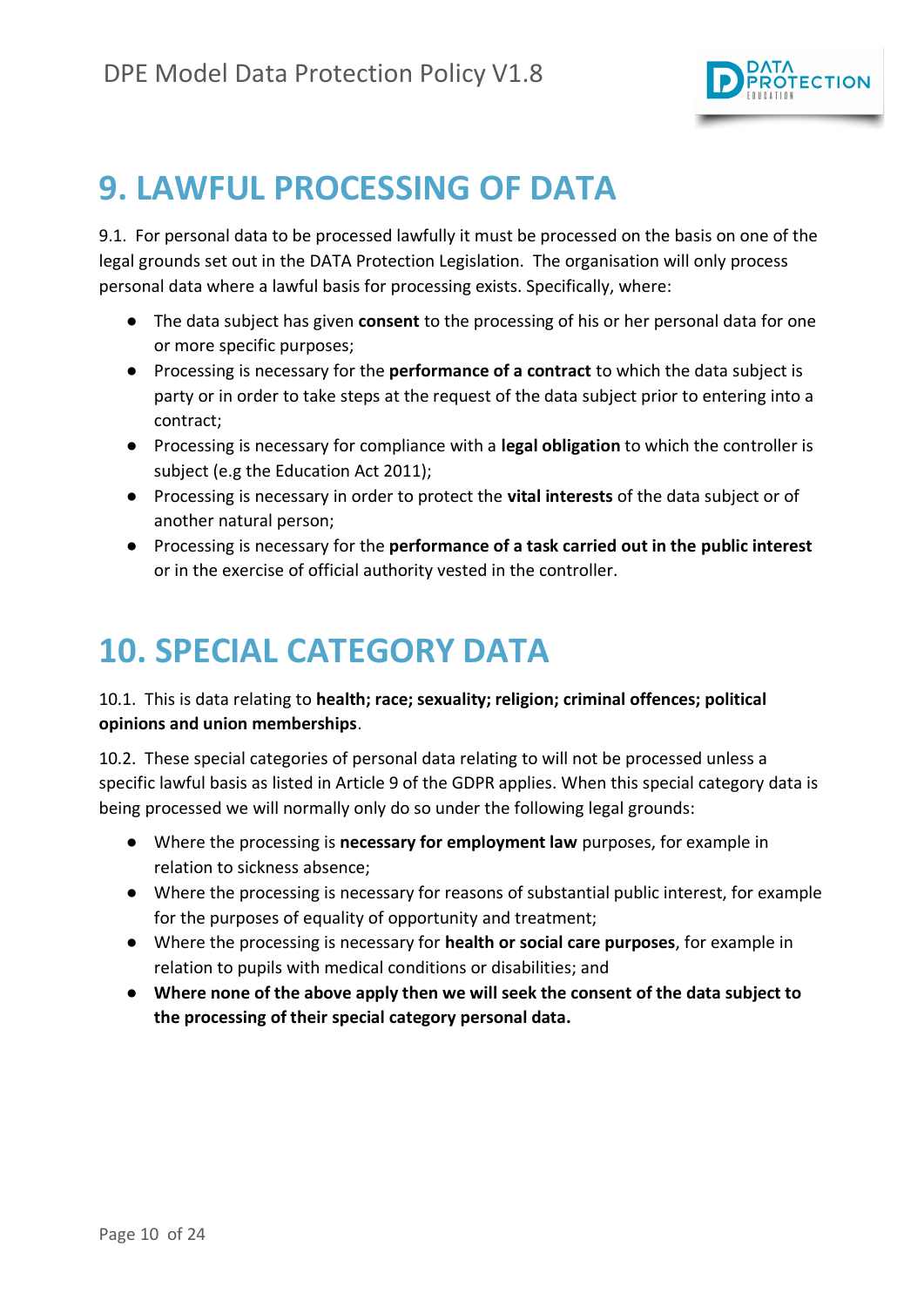# 9. LAWFUL PROCESSING OF DATA

9.1. For personal data to be processed lawfully it must be processed on the basis on one of the legal grounds set out in the DATA Protection Legislation. The organisation will only process personal data where a lawful basis for processing exists. Specifically, where:

- The data subject has given **consent** to the processing of his or her personal data for one or more specific purposes;
- Processing is necessary for the **performance of a contract** to which the data subject is party or in order to take steps at the request of the data subject prior to entering into a contract;
- Processing is necessary for compliance with a **legal obligation** to which the controller is subject (e.g the Education Act 2011);
- Processing is necessary in order to protect the **vital interests** of the data subject or of another natural person;
- Processing is necessary for the **performance of a task carried out in the public interest** or in the exercise of official authority vested in the controller.

# 10. SPECIAL CATEGORY DATA

10.1. This is data relating to **health; race; sexuality; religion; criminal offences; political opinions and union memberships**.

10.2. These special categories of personal data relating to will not be processed unless a specific lawful basis as listed in Article 9 of the GDPR applies. When this special category data is being processed we will normally only do so under the following legal grounds:

- Where the processing is **necessary for employment law** purposes, for example in relation to sickness absence;
- Where the processing is necessary for reasons of substantial public interest, for example for the purposes of equality of opportunity and treatment;
- Where the processing is necessary for **health or social care purposes**, for example in relation to pupils with medical conditions or disabilities; and
- **Where none of the above apply then we will seek the consent of the data subject to the processing of their special category personal data.**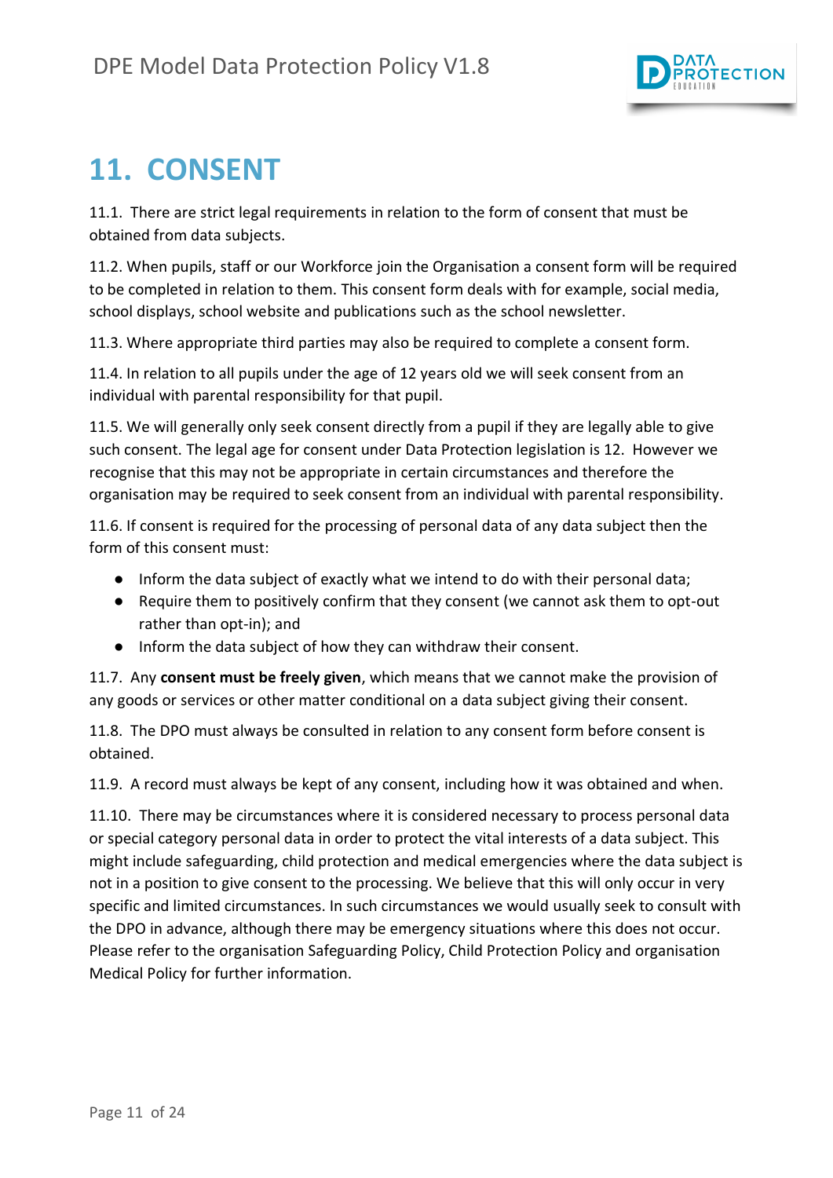# 11. CONSENT

11.1. There are strict legal requirements in relation to the form of consent that must be obtained from data subjects.

11.2. When pupils, staff or our Workforce join the Organisation a consent form will be required to be completed in relation to them. This consent form deals with for example, social media, school displays, school website and publications such as the school newsletter.

11.3. Where appropriate third parties may also be required to complete a consent form.

11.4. In relation to all pupils under the age of 12 years old we will seek consent from an individual with parental responsibility for that pupil.

11.5. We will generally only seek consent directly from a pupil if they are legally able to give such consent. The legal age for consent under Data Protection legislation is 12. However we recognise that this may not be appropriate in certain circumstances and therefore the organisation may be required to seek consent from an individual with parental responsibility.

11.6. If consent is required for the processing of personal data of any data subject then the form of this consent must:

- Inform the data subject of exactly what we intend to do with their personal data;
- Require them to positively confirm that they consent (we cannot ask them to opt-out rather than opt-in); and
- Inform the data subject of how they can withdraw their consent.

11.7. Any **consent must be freely given**, which means that we cannot make the provision of any goods or services or other matter conditional on a data subject giving their consent.

11.8. The DPO must always be consulted in relation to any consent form before consent is obtained.

11.9. A record must always be kept of any consent, including how it was obtained and when.

11.10. There may be circumstances where it is considered necessary to process personal data or special category personal data in order to protect the vital interests of a data subject. This might include safeguarding, child protection and medical emergencies where the data subject is not in a position to give consent to the processing. We believe that this will only occur in very specific and limited circumstances. In such circumstances we would usually seek to consult with the DPO in advance, although there may be emergency situations where this does not occur. Please refer to the organisation Safeguarding Policy, Child Protection Policy and organisation Medical Policy for further information.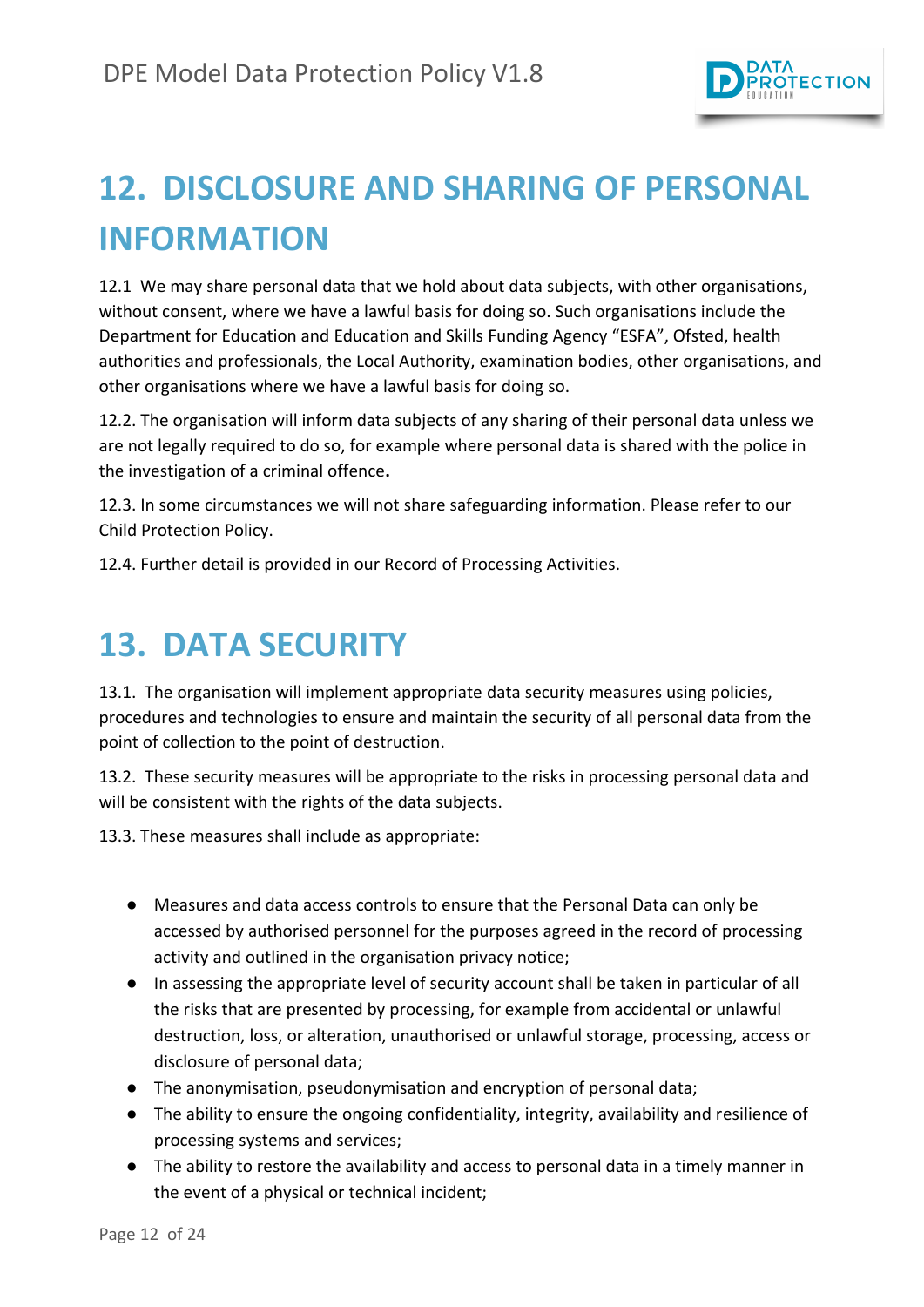# 12. DISCLOSURE AND SHARING OF PERSONAL INFORMATION

12.1 We may share personal data that we hold about data subjects, with other organisations, without consent, where we have a lawful basis for doing so. Such organisations include the Department for Education and Education and Skills Funding Agency "ESFA", Ofsted, health authorities and professionals, the Local Authority, examination bodies, other organisations, and other organisations where we have a lawful basis for doing so.

12.2. The organisation will inform data subjects of any sharing of their personal data unless we are not legally required to do so, for example where personal data is shared with the police in the investigation of a criminal offence**.**

12.3. In some circumstances we will not share safeguarding information. Please refer to our Child Protection Policy.

12.4. Further detail is provided in our Record of Processing Activities.

# 13. DATA SECURITY

13.1. The organisation will implement appropriate data security measures using policies, procedures and technologies to ensure and maintain the security of all personal data from the point of collection to the point of destruction.

13.2. These security measures will be appropriate to the risks in processing personal data and will be consistent with the rights of the data subjects.

13.3. These measures shall include as appropriate:

- Measures and data access controls to ensure that the Personal Data can only be accessed by authorised personnel for the purposes agreed in the record of processing activity and outlined in the organisation privacy notice;
- In assessing the appropriate level of security account shall be taken in particular of all the risks that are presented by processing, for example from accidental or unlawful destruction, loss, or alteration, unauthorised or unlawful storage, processing, access or disclosure of personal data;
- The anonymisation, pseudonymisation and encryption of personal data;
- The ability to ensure the ongoing confidentiality, integrity, availability and resilience of processing systems and services;
- The ability to restore the availability and access to personal data in a timely manner in the event of a physical or technical incident;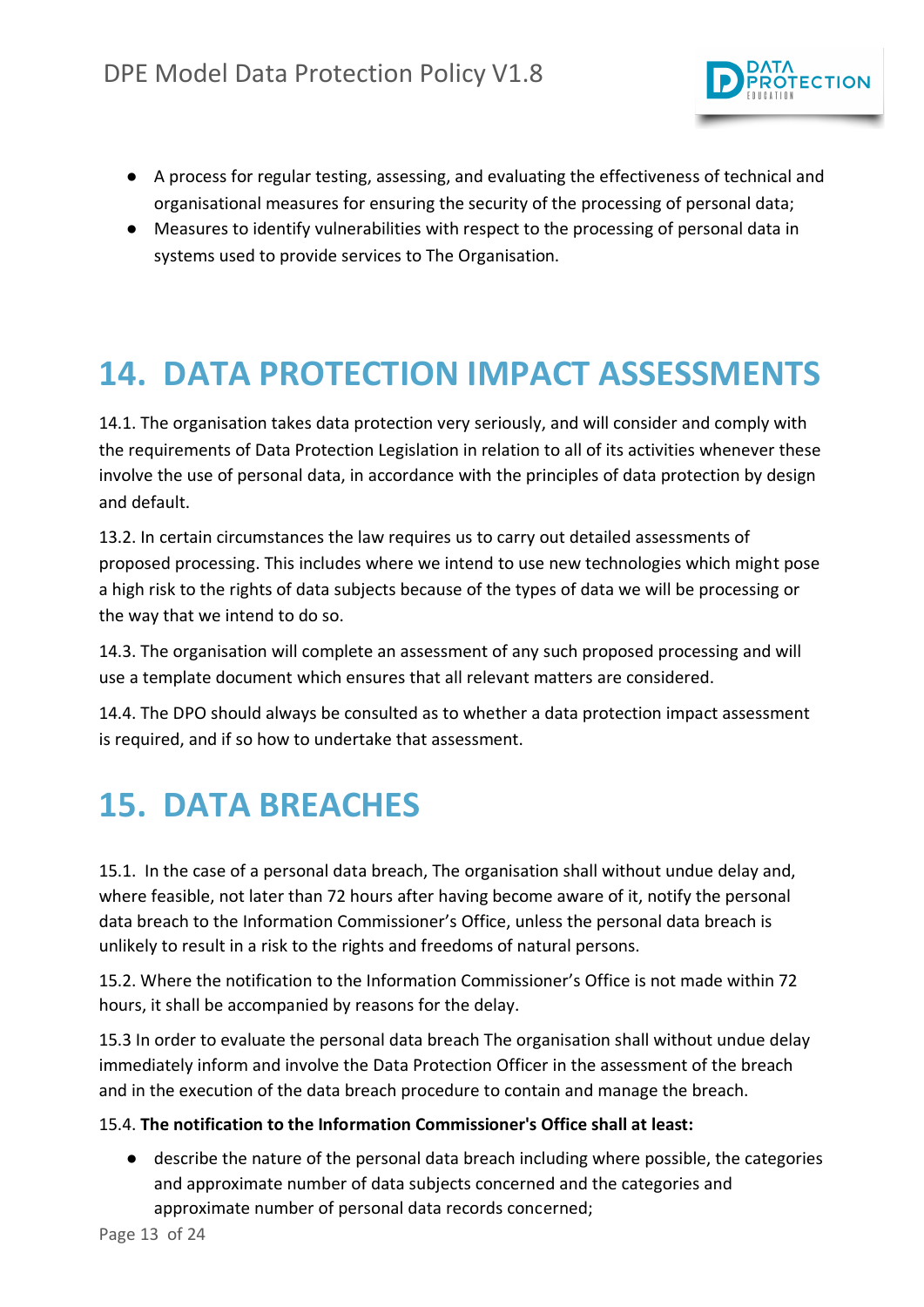- A process for regular testing, assessing, and evaluating the effectiveness of technical and organisational measures for ensuring the security of the processing of personal data;
- Measures to identify vulnerabilities with respect to the processing of personal data in systems used to provide services to The Organisation.

# 14. DATA PROTECTION IMPACT ASSESSMENTS

14.1. The organisation takes data protection very seriously, and will consider and comply with the requirements of Data Protection Legislation in relation to all of its activities whenever these involve the use of personal data, in accordance with the principles of data protection by design and default.

13.2. In certain circumstances the law requires us to carry out detailed assessments of proposed processing. This includes where we intend to use new technologies which might pose a high risk to the rights of data subjects because of the types of data we will be processing or the way that we intend to do so.

14.3. The organisation will complete an assessment of any such proposed processing and will use a template document which ensures that all relevant matters are considered.

14.4. The DPO should always be consulted as to whether a data protection impact assessment is required, and if so how to undertake that assessment.

# 15. DATA BREACHES

15.1. In the case of a personal data breach, The organisation shall without undue delay and, where feasible, not later than 72 hours after having become aware of it, notify the personal data breach to the Information Commissioner's Office, unless the personal data breach is unlikely to result in a risk to the rights and freedoms of natural persons.

15.2. Where the notification to the Information Commissioner's Office is not made within 72 hours, it shall be accompanied by reasons for the delay.

15.3 In order to evaluate the personal data breach The organisation shall without undue delay immediately inform and involve the Data Protection Officer in the assessment of the breach and in the execution of the data breach procedure to contain and manage the breach.

15.4. **The notification to the Information Commissioner's Office shall at least:**

- describe the nature of the personal data breach including where possible, the categories and approximate number of data subjects concerned and the categories and approximate number of personal data records concerned;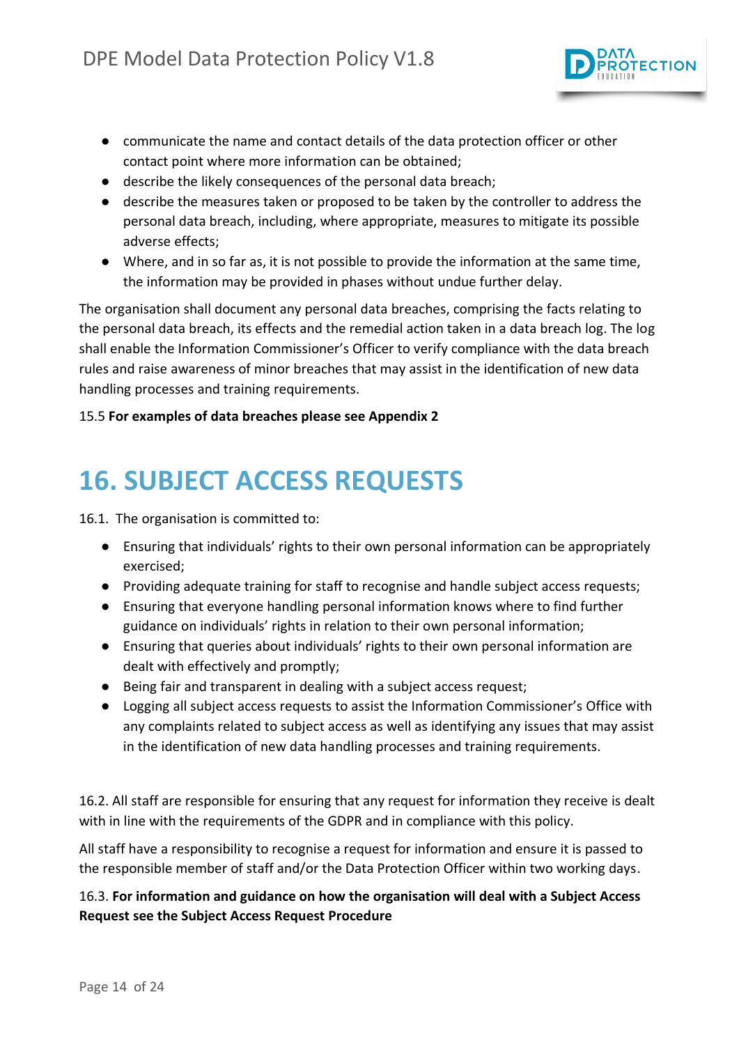- communicate the name and contact details of the data protection officer or other contact point where more information can be obtained;
- describe the likely consequences of the personal data breach;
- describe the measures taken or proposed to be taken by the controller to address the personal data breach, including, where appropriate, measures to mitigate its possible adverse effects;
- Where, and in so far as, it is not possible to provide the information at the same time, the information may be provided in phases without undue further delay.

The organisation shall document any personal data breaches, comprising the facts relating to the personal data breach, its effects and the remedial action taken in a data breach log. The log shall enable the Information Commissioner's Officer to verify compliance with the data breach rules and raise awareness of minor breaches that may assist in the identification of new data handling processes and training requirements.

15.5 **For examples of data breaches please see Appendix 2**

# 16. SUBJECT ACCESS REQUESTS

16.1. The organisation is committed to:

- Ensuring that individuals' rights to their own personal information can be appropriately exercised;
- Providing adequate training for staff to recognise and handle subject access requests;
- Ensuring that everyone handling personal information knows where to find further guidance on individuals' rights in relation to their own personal information;
- Ensuring that queries about individuals' rights to their own personal information are dealt with effectively and promptly;
- Being fair and transparent in dealing with a subject access request;
- Logging all subject access requests to assist the Information Commissioner's Office with any complaints related to subject access as well as identifying any issues that may assist in the identification of new data handling processes and training requirements.

16.2. All staff are responsible for ensuring that any request for information they receive is dealt with in line with the requirements of the GDPR and in compliance with this policy.

All staff have a responsibility to recognise a request for information and ensure it is passed to the responsible member of staff and/or the Data Protection Officer within two working days.

16.3. **For information and guidance on how the organisation will deal with a Subject Access Request see the Subject Access Request Procedure**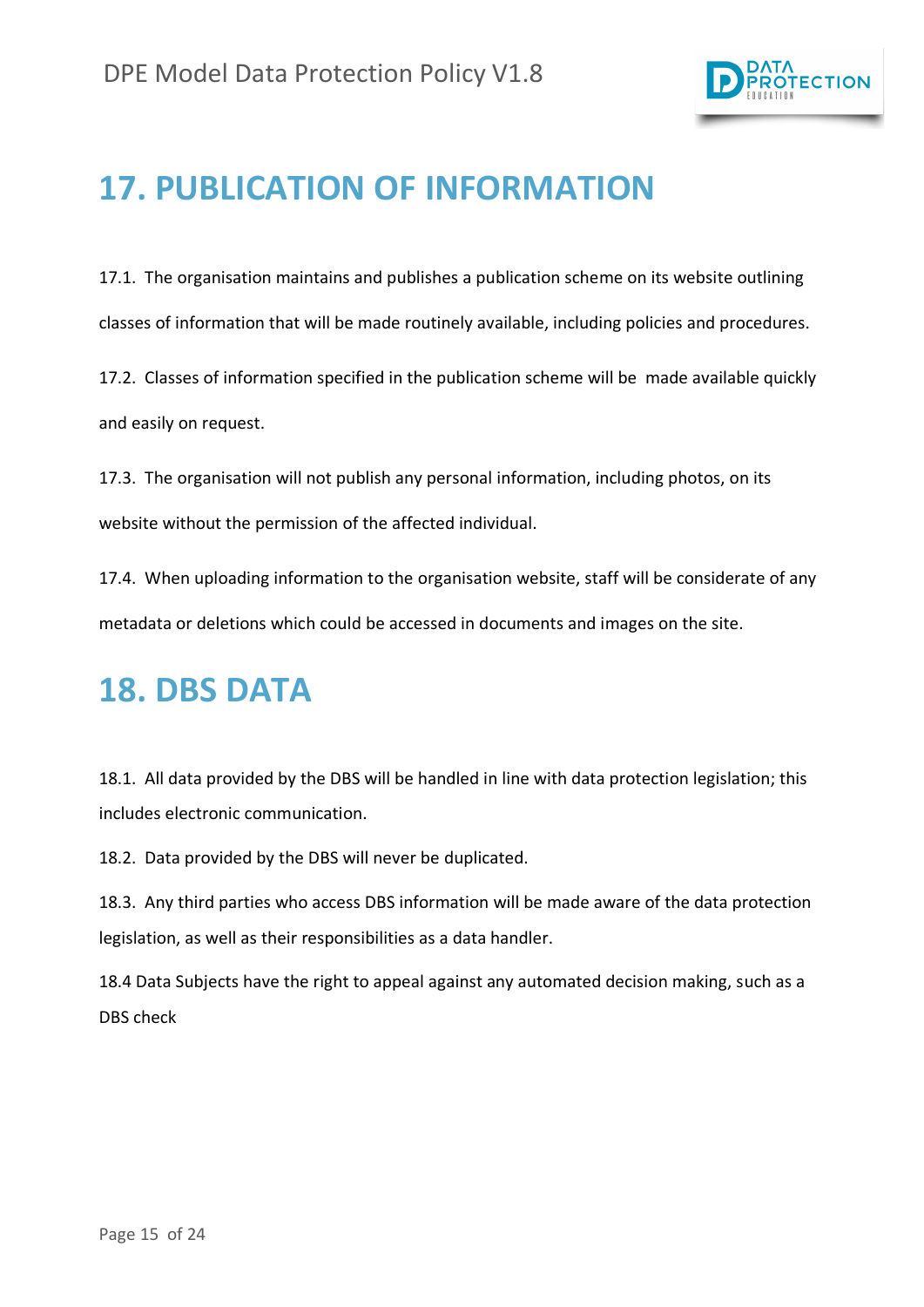## 17. PUBLICATION OF INFORMATION

17.1. The organisation maintains and publishes a publication scheme on its website outlining classes of information that will be made routinely available, including policies and procedures.

17.2. Classes of information specified in the publication scheme will be made available quickly and easily on request.

17.3. The organisation will not publish any personal information, including photos, on its website without the permission of the affected individual.

17.4. When uploading information to the organisation website, staff will be considerate of any metadata or deletions which could be accessed in documents and images on the site.

## 18. DBS DATA

18.1. All data provided by the DBS will be handled in line with data protection legislation; this includes electronic communication.

18.2. Data provided by the DBS will never be duplicated.

18.3. Any third parties who access DBS information will be made aware of the data protection legislation, as well as their responsibilities as a data handler.

18.4 Data Subjects have the right to appeal against any automated decision making, such as a DBS check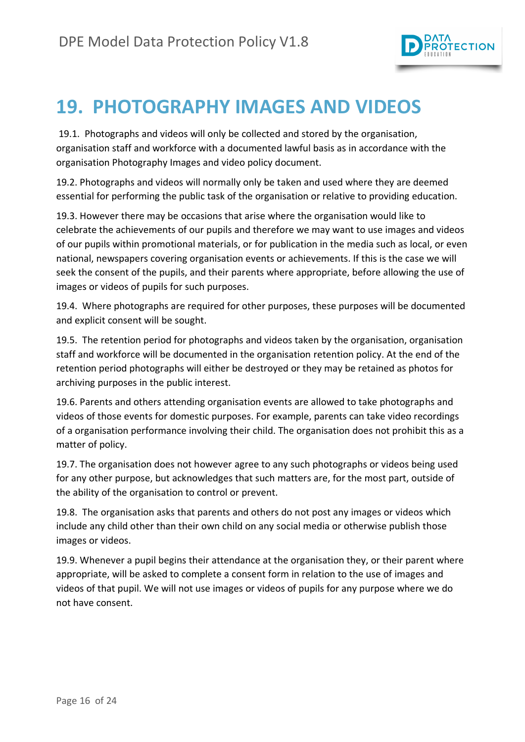# 19. PHOTOGRAPHY IMAGES AND VIDEOS

19.1. Photographs and videos will only be collected and stored by the organisation, organisation staff and workforce with a documented lawful basis as in accordance with the organisation Photography Images and video policy document.

19.2. Photographs and videos will normally only be taken and used where they are deemed essential for performing the public task of the organisation or relative to providing education.

19.3. However there may be occasions that arise where the organisation would like to celebrate the achievements of our pupils and therefore we may want to use images and videos of our pupils within promotional materials, or for publication in the media such as local, or even national, newspapers covering organisation events or achievements. If this is the case we will seek the consent of the pupils, and their parents where appropriate, before allowing the use of images or videos of pupils for such purposes.

19.4. Where photographs are required for other purposes, these purposes will be documented and explicit consent will be sought.

19.5. The retention period for photographs and videos taken by the organisation, organisation staff and workforce will be documented in the organisation retention policy. At the end of the retention period photographs will either be destroyed or they may be retained as photos for archiving purposes in the public interest.

19.6. Parents and others attending organisation events are allowed to take photographs and videos of those events for domestic purposes. For example, parents can take video recordings of a organisation performance involving their child. The organisation does not prohibit this as a matter of policy.

19.7. The organisation does not however agree to any such photographs or videos being used for any other purpose, but acknowledges that such matters are, for the most part, outside of the ability of the organisation to control or prevent.

19.8. The organisation asks that parents and others do not post any images or videos which include any child other than their own child on any social media or otherwise publish those images or videos.

19.9. Whenever a pupil begins their attendance at the organisation they, or their parent where appropriate, will be asked to complete a consent form in relation to the use of images and videos of that pupil. We will not use images or videos of pupils for any purpose where we do not have consent.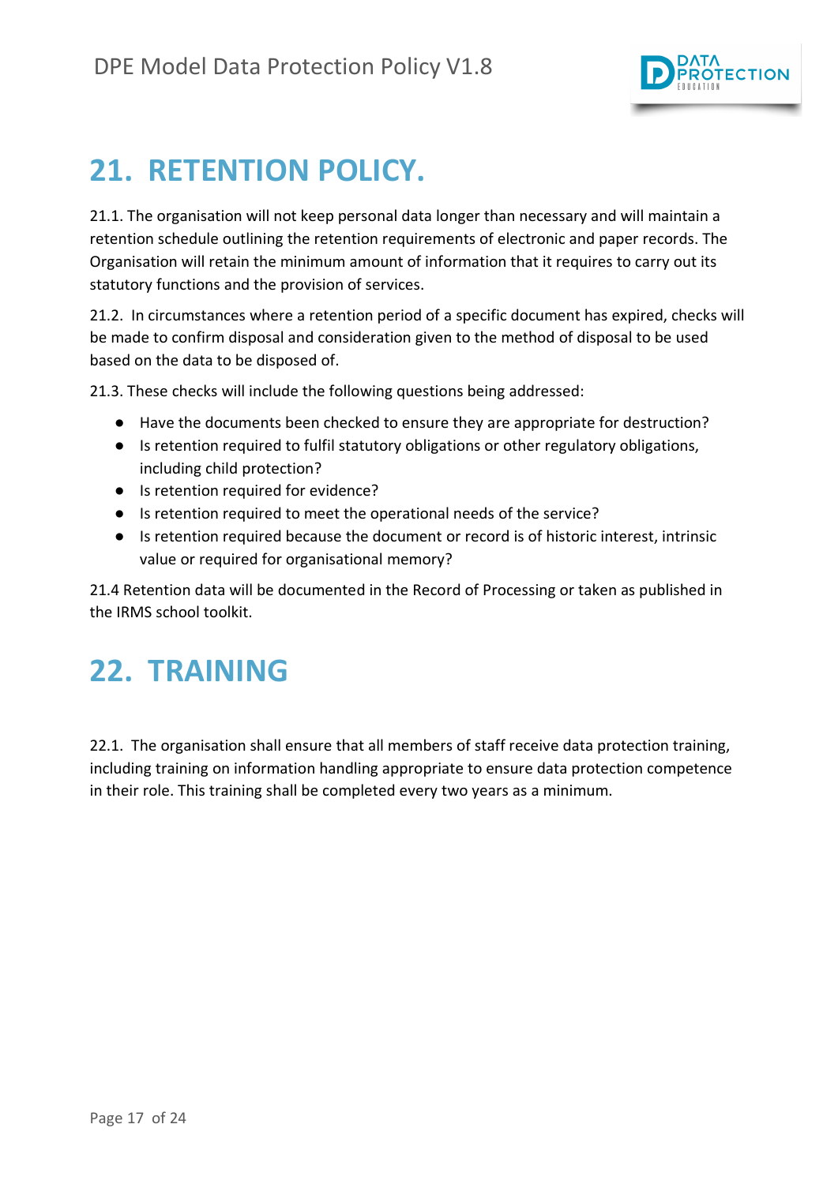# 21. RETENTION POLICY.

21.1. The organisation will not keep personal data longer than necessary and will maintain a retention schedule outlining the retention requirements of electronic and paper records. The Organisation will retain the minimum amount of information that it requires to carry out its statutory functions and the provision of services.

21.2. In circumstances where a retention period of a specific document has expired, checks will be made to confirm disposal and consideration given to the method of disposal to be used based on the data to be disposed of.

21.3. These checks will include the following questions being addressed:

- Have the documents been checked to ensure they are appropriate for destruction?
- Is retention required to fulfil statutory obligations or other regulatory obligations, including child protection?
- Is retention required for evidence?
- Is retention required to meet the operational needs of the service?
- Is retention required because the document or record is of historic interest, intrinsic value or required for organisational memory?

21.4 Retention data will be documented in the Record of Processing or taken as published in the IRMS school toolkit.

# 22. TRAINING

22.1. The organisation shall ensure that all members of staff receive data protection training, including training on information handling appropriate to ensure data protection competence in their role. This training shall be completed every two years as a minimum.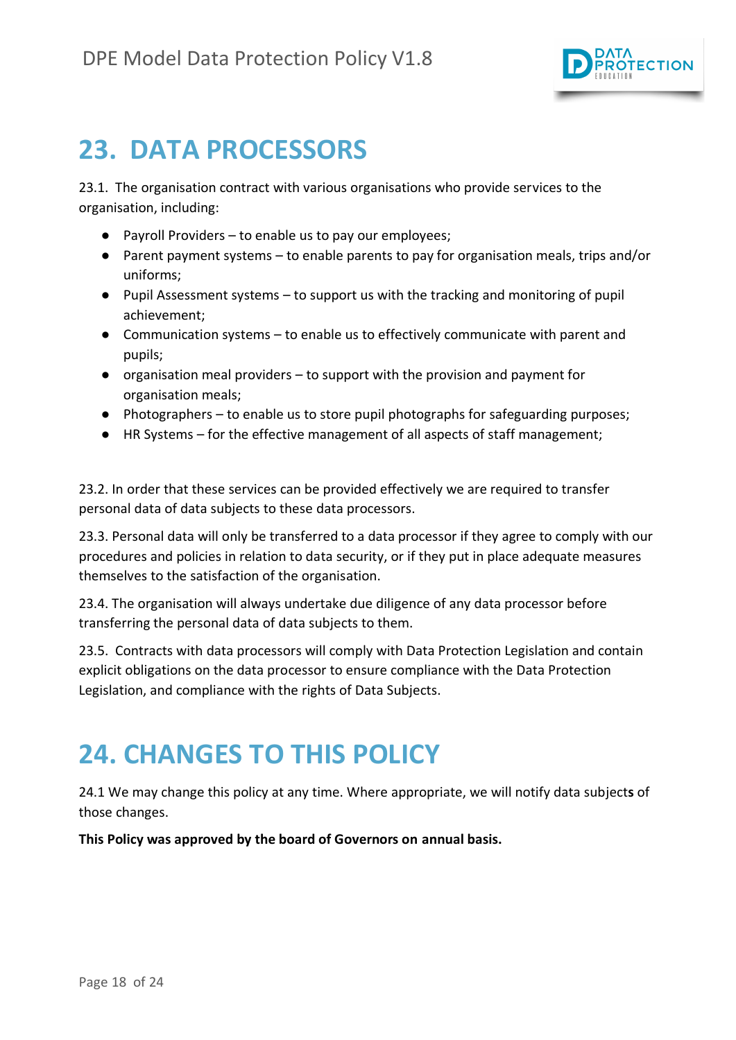# 23. DATA PROCESSORS

23.1. The organisation contract with various organisations who provide services to the organisation, including:

- Payroll Providers – to enable us to pay our employees;
- Parent payment systems – to enable parents to pay for organisation meals, trips and/or uniforms;
- Pupil Assessment systems – to support us with the tracking and monitoring of pupil achievement;
- Communication systems – to enable us to effectively communicate with parent and pupils;
- organisation meal providers – to support with the provision and payment for organisation meals;
- Photographers – to enable us to store pupil photographs for safeguarding purposes;
- HR Systems – for the effective management of all aspects of staff management;

23.2. In order that these services can be provided effectively we are required to transfer personal data of data subjects to these data processors.

23.3. Personal data will only be transferred to a data processor if they agree to comply with our procedures and policies in relation to data security, or if they put in place adequate measures themselves to the satisfaction of the organisation.

23.4. The organisation will always undertake due diligence of any data processor before transferring the personal data of data subjects to them.

23.5. Contracts with data processors will comply with Data Protection Legislation and contain explicit obligations on the data processor to ensure compliance with the Data Protection Legislation, and compliance with the rights of Data Subjects.

# 24. CHANGES TO THIS POLICY

24.1 We may change this policy at any time. Where appropriate, we will notify data subject**s** of those changes.

**This Policy was approved by the board of Governors on annual basis.**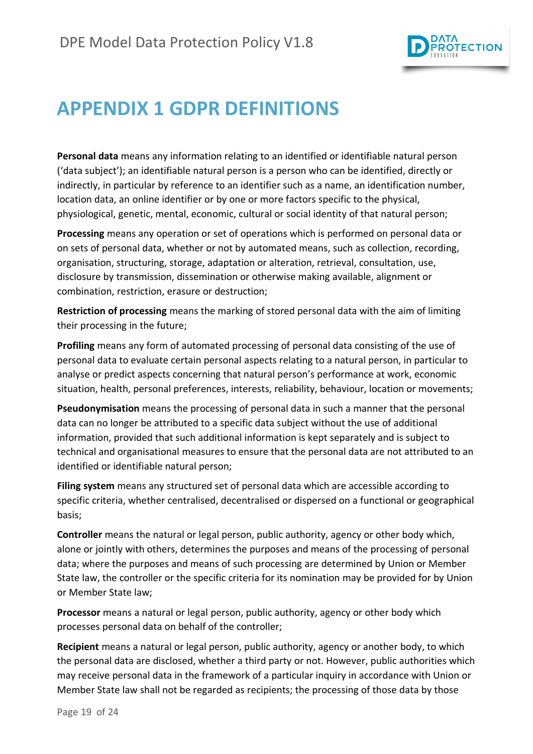# APPENDIX 1 GDPR DEFINITIONS

**Personal data** means any information relating to an identified or identifiable natural person ('data subject'); an identifiable natural person is a person who can be identified, directly or indirectly, in particular by reference to an identifier such as a name, an identification number, location data, an online identifier or by one or more factors specific to the physical, physiological, genetic, mental, economic, cultural or social identity of that natural person;

**Processing** means any operation or set of operations which is performed on personal data or on sets of personal data, whether or not by automated means, such as collection, recording, organisation, structuring, storage, adaptation or alteration, retrieval, consultation, use, disclosure by transmission, dissemination or otherwise making available, alignment or combination, restriction, erasure or destruction;

**Restriction of processing** means the marking of stored personal data with the aim of limiting their processing in the future;

**Profiling** means any form of automated processing of personal data consisting of the use of personal data to evaluate certain personal aspects relating to a natural person, in particular to analyse or predict aspects concerning that natural person's performance at work, economic situation, health, personal preferences, interests, reliability, behaviour, location or movements;

**Pseudonymisation** means the processing of personal data in such a manner that the personal data can no longer be attributed to a specific data subject without the use of additional information, provided that such additional information is kept separately and is subject to technical and organisational measures to ensure that the personal data are not attributed to an identified or identifiable natural person;

**Filing system** means any structured set of personal data which are accessible according to specific criteria, whether centralised, decentralised or dispersed on a functional or geographical basis;

**Controller** means the natural or legal person, public authority, agency or other body which, alone or jointly with others, determines the purposes and means of the processing of personal data; where the purposes and means of such processing are determined by Union or Member State law, the controller or the specific criteria for its nomination may be provided for by Union or Member State law;

**Processor** means a natural or legal person, public authority, agency or other body which processes personal data on behalf of the controller;

**Recipient** means a natural or legal person, public authority, agency or another body, to which the personal data are disclosed, whether a third party or not. However, public authorities which may receive personal data in the framework of a particular inquiry in accordance with Union or Member State law shall not be regarded as recipients; the processing of those data by those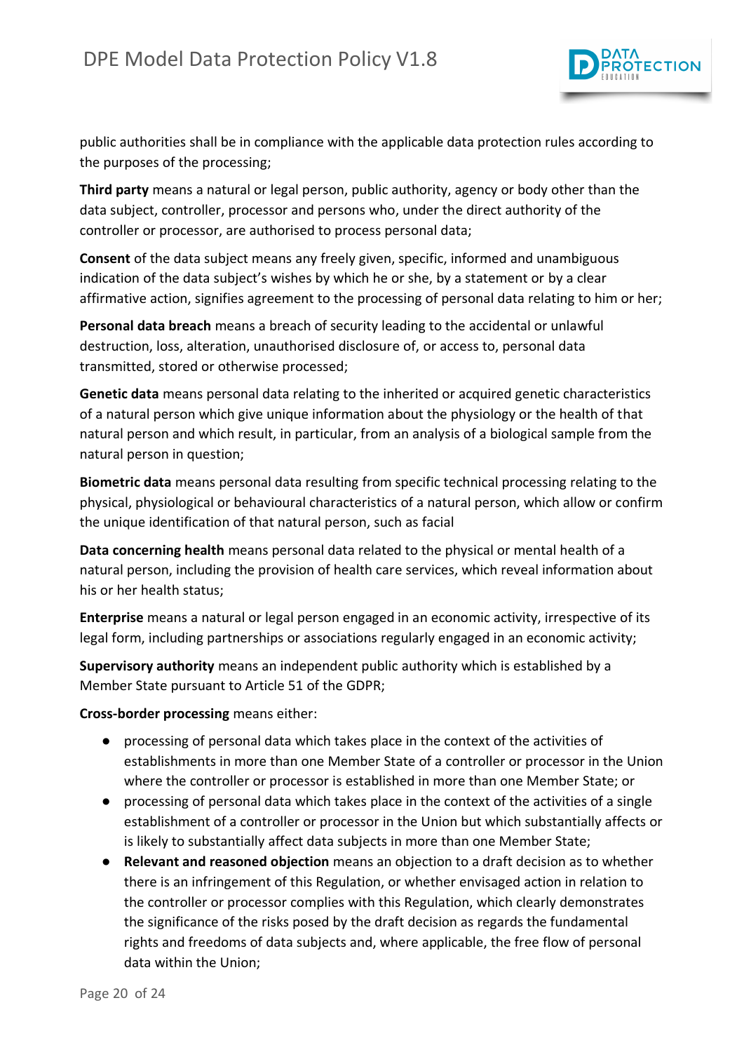public authorities shall be in compliance with the applicable data protection rules according to the purposes of the processing;

**Third party** means a natural or legal person, public authority, agency or body other than the data subject, controller, processor and persons who, under the direct authority of the controller or processor, are authorised to process personal data;

**Consent** of the data subject means any freely given, specific, informed and unambiguous indication of the data subject's wishes by which he or she, by a statement or by a clear affirmative action, signifies agreement to the processing of personal data relating to him or her;

**Personal data breach** means a breach of security leading to the accidental or unlawful destruction, loss, alteration, unauthorised disclosure of, or access to, personal data transmitted, stored or otherwise processed;

**Genetic data** means personal data relating to the inherited or acquired genetic characteristics of a natural person which give unique information about the physiology or the health of that natural person and which result, in particular, from an analysis of a biological sample from the natural person in question;

**Biometric data** means personal data resulting from specific technical processing relating to the physical, physiological or behavioural characteristics of a natural person, which allow or confirm the unique identification of that natural person, such as facial

**Data concerning health** means personal data related to the physical or mental health of a natural person, including the provision of health care services, which reveal information about his or her health status;

**Enterprise** means a natural or legal person engaged in an economic activity, irrespective of its legal form, including partnerships or associations regularly engaged in an economic activity;

**Supervisory authority** means an independent public authority which is established by a Member State pursuant to Article 51 of the GDPR;

**Cross-border processing** means either:

- processing of personal data which takes place in the context of the activities of establishments in more than one Member State of a controller or processor in the Union where the controller or processor is established in more than one Member State; or
- processing of personal data which takes place in the context of the activities of a single establishment of a controller or processor in the Union but which substantially affects or is likely to substantially affect data subjects in more than one Member State;
- **Relevant and reasoned objection** means an objection to a draft decision as to whether there is an infringement of this Regulation, or whether envisaged action in relation to the controller or processor complies with this Regulation, which clearly demonstrates the significance of the risks posed by the draft decision as regards the fundamental rights and freedoms of data subjects and, where applicable, the free flow of personal data within the Union;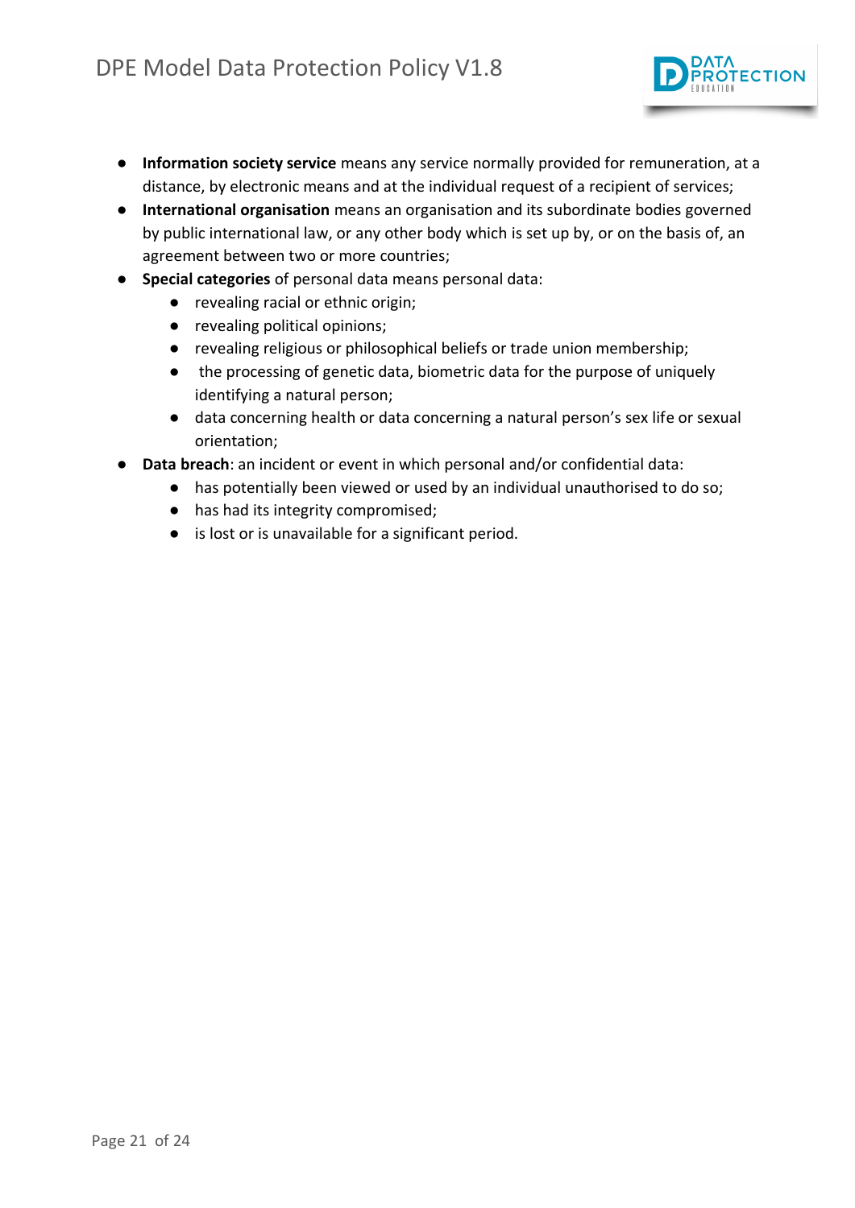- **Information society service** means any service normally provided for remuneration, at a distance, by electronic means and at the individual request of a recipient of services;
- **International organisation** means an organisation and its subordinate bodies governed by public international law, or any other body which is set up by, or on the basis of, an agreement between two or more countries;
- **Special categories** of personal data means personal data:
  - revealing racial or ethnic origin;
  - revealing political opinions;
  - revealing religious or philosophical beliefs or trade union membership;
  - the processing of genetic data, biometric data for the purpose of uniquely identifying a natural person;
  - data concerning health or data concerning a natural person's sex life or sexual orientation;
- **Data breach**: an incident or event in which personal and/or confidential data:
  - has potentially been viewed or used by an individual unauthorised to do so;
  - has had its integrity compromised;
  - is lost or is unavailable for a significant period.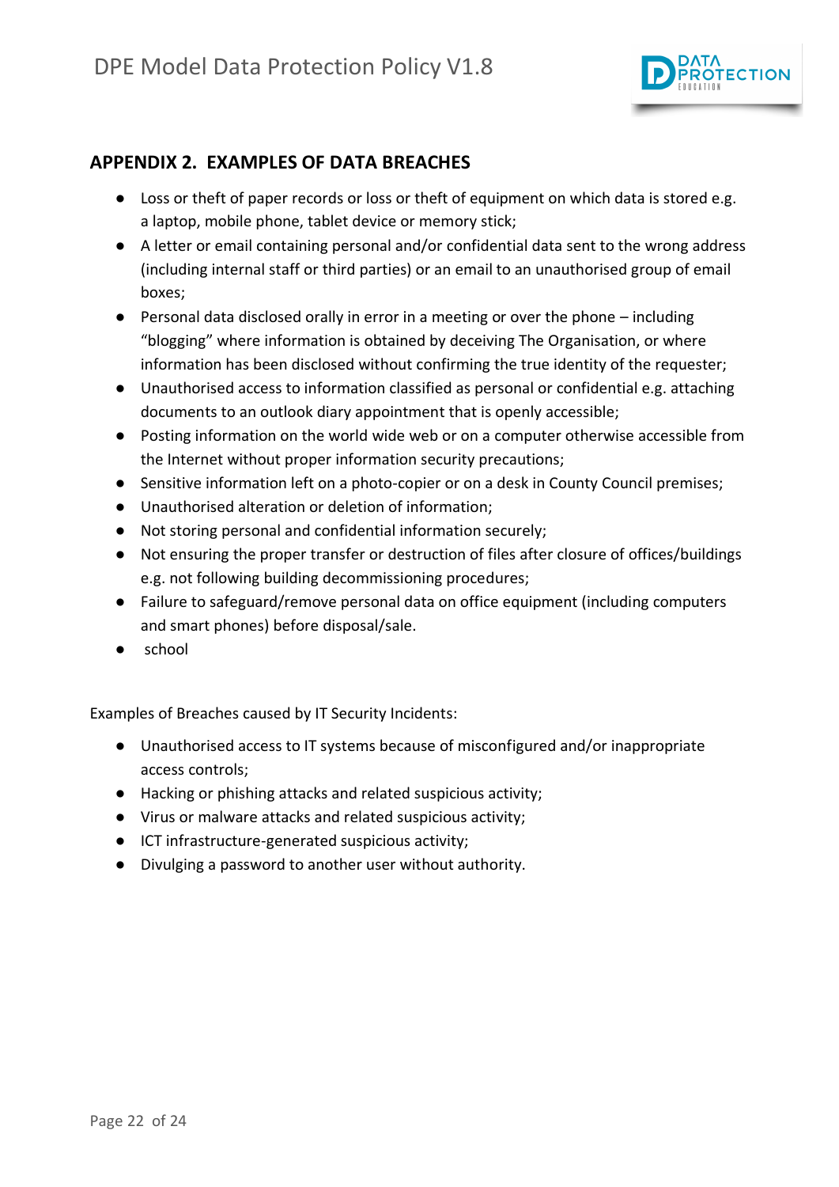## APPENDIX 2. EXAMPLES OF DATA BREACHES

- Loss or theft of paper records or loss or theft of equipment on which data is stored e.g. a laptop, mobile phone, tablet device or memory stick;
- A letter or email containing personal and/or confidential data sent to the wrong address (including internal staff or third parties) or an email to an unauthorised group of email boxes;
- Personal data disclosed orally in error in a meeting or over the phone – including "blogging" where information is obtained by deceiving The Organisation, or where information has been disclosed without confirming the true identity of the requester;
- Unauthorised access to information classified as personal or confidential e.g. attaching documents to an outlook diary appointment that is openly accessible;
- Posting information on the world wide web or on a computer otherwise accessible from the Internet without proper information security precautions;
- Sensitive information left on a photo-copier or on a desk in County Council premises;
- Unauthorised alteration or deletion of information;
- Not storing personal and confidential information securely;
- Not ensuring the proper transfer or destruction of files after closure of offices/buildings e.g. not following building decommissioning procedures;
- Failure to safeguard/remove personal data on office equipment (including computers and smart phones) before disposal/sale.
- school

Examples of Breaches caused by IT Security Incidents:

- Unauthorised access to IT systems because of misconfigured and/or inappropriate access controls;
- Hacking or phishing attacks and related suspicious activity;
- Virus or malware attacks and related suspicious activity;
- ICT infrastructure-generated suspicious activity;
- Divulging a password to another user without authority.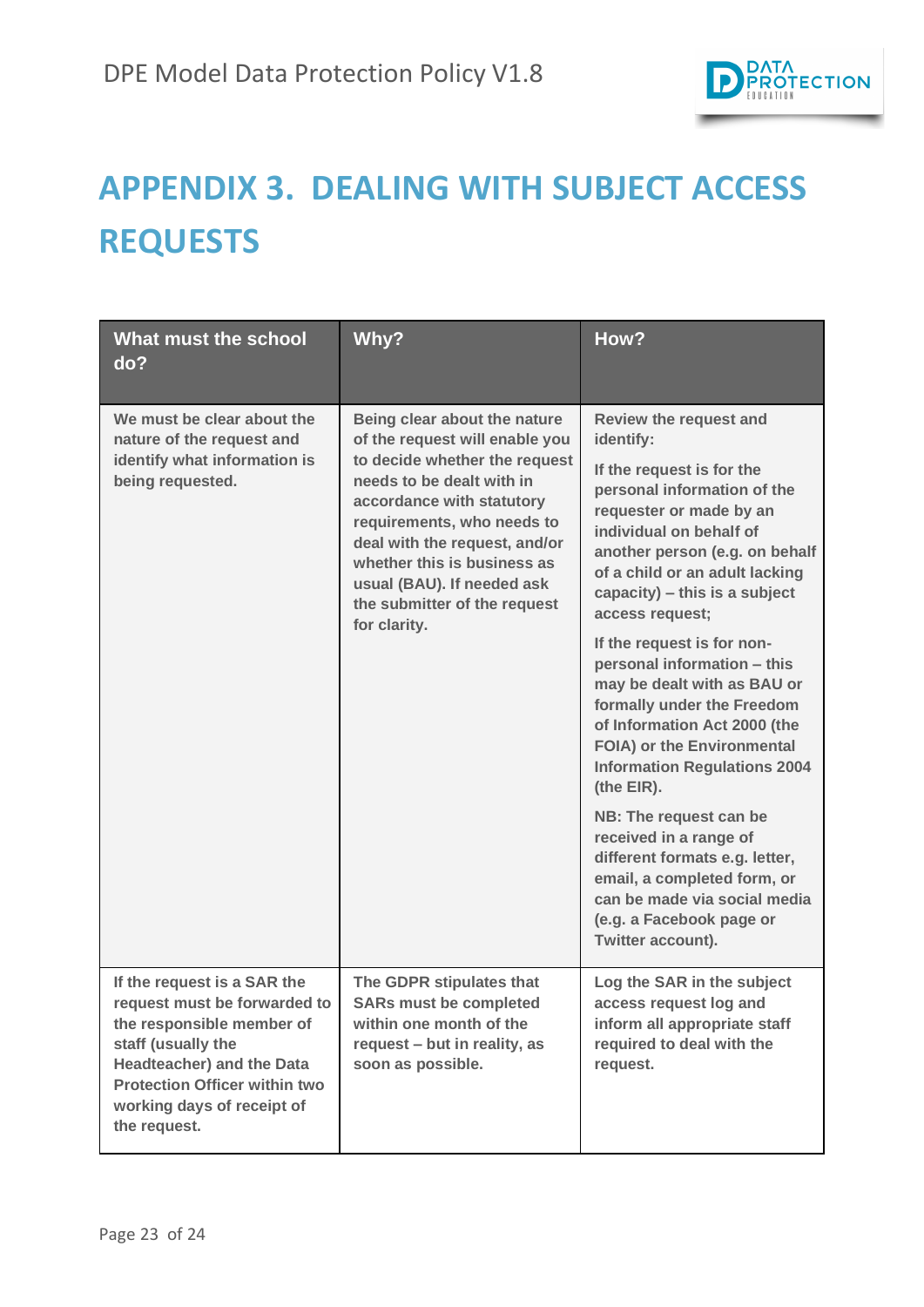# APPENDIX 3. DEALING WITH SUBJECT ACCESS REQUESTS

| What must the school do? | Why? | How? |
|---|---|---|
| We must be clear about the nature of the request and identify what information is being requested. | Being clear about the nature of the request will enable you to decide whether the request needs to be dealt with in accordance with statutory requirements, who needs to deal with the request, and/or whether this is business as usual (BAU). If needed ask the submitter of the request for clarity. | Review the request and identify:<br><br>If the request is for the personal information of the requester or made by an individual on behalf of another person (e.g. on behalf of a child or an adult lacking capacity) – this is a subject access request;<br><br>If the request is for non-personal information – this may be dealt with as BAU or formally under the Freedom of Information Act 2000 (the FOIA) or the Environmental Information Regulations 2004 (the EIR).<br><br>NB: The request can be received in a range of different formats e.g. letter, email, a completed form, or can be made via social media (e.g. a Facebook page or Twitter account). |
| If the request is a SAR the request must be forwarded to the responsible member of staff (usually the Headteacher) and the Data Protection Officer within two working days of receipt of the request. | The GDPR stipulates that SARs must be completed within one month of the request – but in reality, as soon as possible. | Log the SAR in the subject access request log and inform all appropriate staff required to deal with the request. |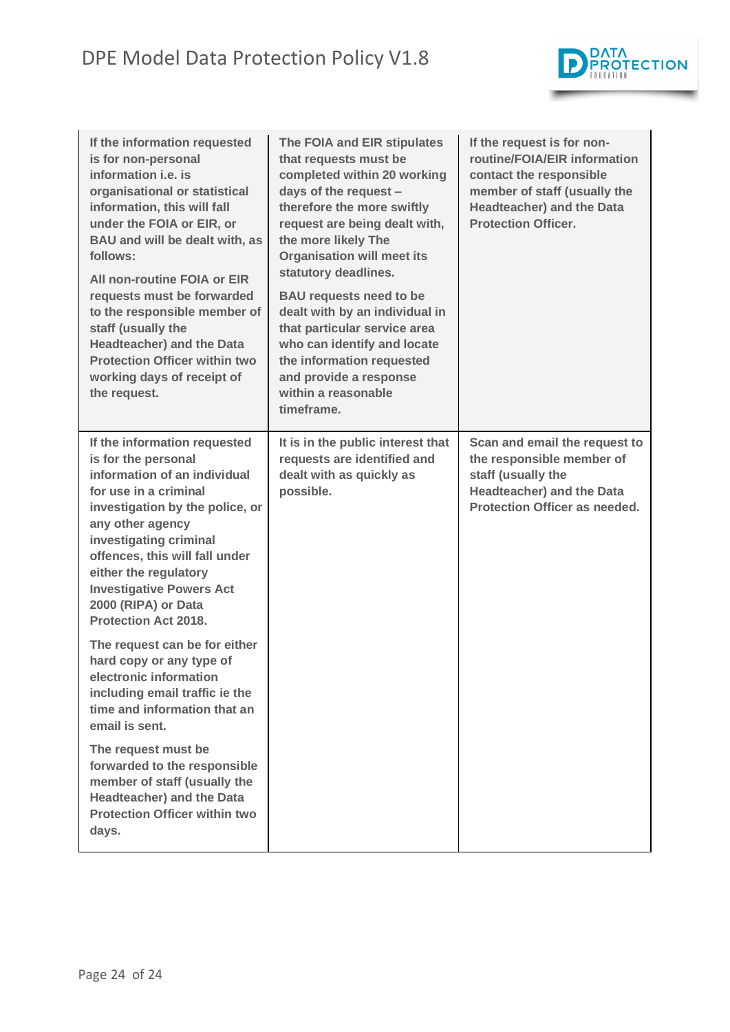| | | |
|---|---|---|
| **If the information requested is for non-personal information i.e. is organisational or statistical information, this will fall under the FOIA or EIR, or BAU and will be dealt with, as follows:**<br><br>**All non-routine FOIA or EIR requests must be forwarded to the responsible member of staff (usually the Headteacher) and the Data Protection Officer within two working days of receipt of the request.** | **The FOIA and EIR stipulates that requests must be completed within 20 working days of the request – therefore the more swiftly request are being dealt with, the more likely The Organisation will meet its statutory deadlines.**<br><br>**BAU requests need to be dealt with by an individual in that particular service area who can identify and locate the information requested and provide a response within a reasonable timeframe.** | **If the request is for non-routine/FOIA/EIR information contact the responsible member of staff (usually the Headteacher) and the Data Protection Officer.** |
| **If the information requested is for the personal information of an individual for use in a criminal investigation by the police, or any other agency investigating criminal offences, this will fall under either the regulatory Investigative Powers Act 2000 (RIPA) or Data Protection Act 2018.**<br><br>**The request can be for either hard copy or any type of electronic information including email traffic ie the time and information that an email is sent.**<br><br>**The request must be forwarded to the responsible member of staff (usually the Headteacher) and the Data Protection Officer within two days.** | **It is in the public interest that requests are identified and dealt with as quickly as possible.** | **Scan and email the request to the responsible member of staff (usually the Headteacher) and the Data Protection Officer as needed.** |